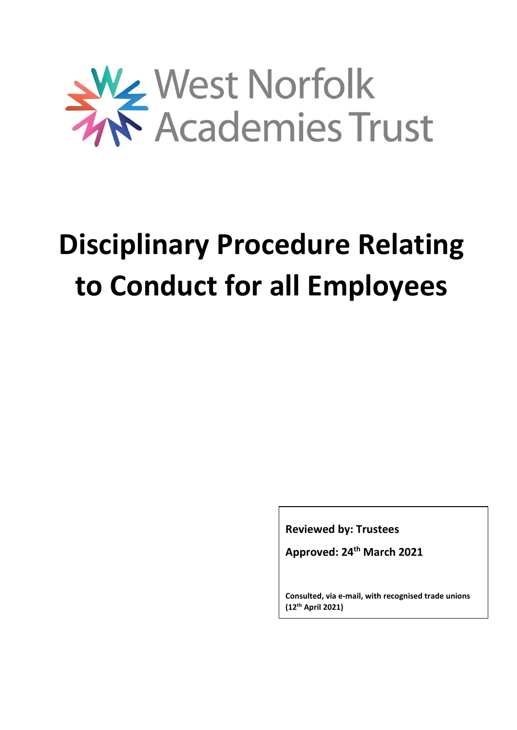West Norfolk Academies Trust

# Disciplinary Procedure Relating to Conduct for all Employees

**Reviewed by: Trustees**

**Approved: 24th March 2021**

**Consulted, via e-mail, with recognised trade unions (12th April 2021)**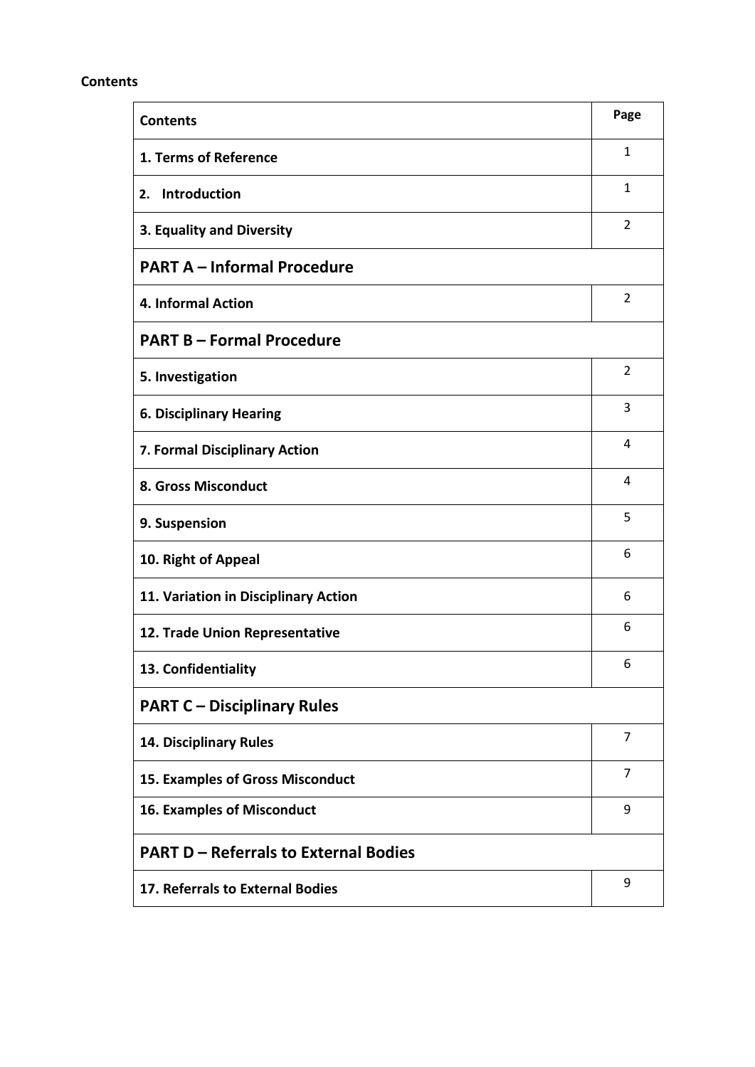**Contents**

| Contents | Page |
| --- | --- |
| **1. Terms of Reference** | 1 |
| **2. Introduction** | 1 |
| **3. Equality and Diversity** | 2 |
| **PART A – Informal Procedure** | |
| **4. Informal Action** | 2 |
| **PART B – Formal Procedure** | |
| **5. Investigation** | 2 |
| **6. Disciplinary Hearing** | 3 |
| **7. Formal Disciplinary Action** | 4 |
| **8. Gross Misconduct** | 4 |
| **9. Suspension** | 5 |
| **10. Right of Appeal** | 6 |
| **11. Variation in Disciplinary Action** | 6 |
| **12. Trade Union Representative** | 6 |
| **13. Confidentiality** | 6 |
| **PART C – Disciplinary Rules** | |
| **14. Disciplinary Rules** | 7 |
| **15. Examples of Gross Misconduct** | 7 |
| **16. Examples of Misconduct** | 9 |
| **PART D – Referrals to External Bodies** | |
| **17. Referrals to External Bodies** | 9 |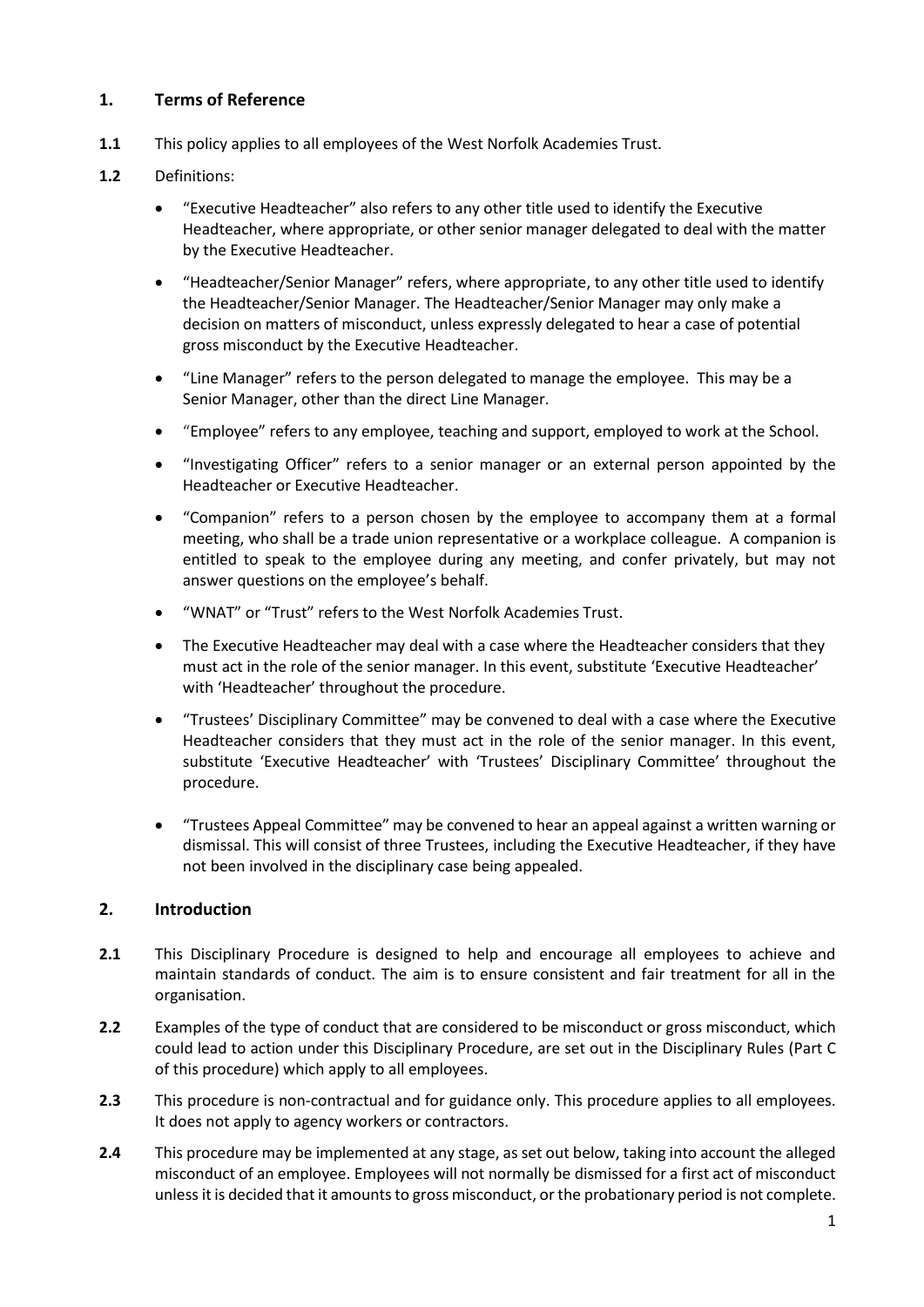## 1. Terms of Reference

**1.1** This policy applies to all employees of the West Norfolk Academies Trust.

**1.2** Definitions:

- "Executive Headteacher" also refers to any other title used to identify the Executive Headteacher, where appropriate, or other senior manager delegated to deal with the matter by the Executive Headteacher.
- "Headteacher/Senior Manager" refers, where appropriate, to any other title used to identify the Headteacher/Senior Manager. The Headteacher/Senior Manager may only make a decision on matters of misconduct, unless expressly delegated to hear a case of potential gross misconduct by the Executive Headteacher.
- "Line Manager" refers to the person delegated to manage the employee. This may be a Senior Manager, other than the direct Line Manager.
- "Employee" refers to any employee, teaching and support, employed to work at the School.
- "Investigating Officer" refers to a senior manager or an external person appointed by the Headteacher or Executive Headteacher.
- "Companion" refers to a person chosen by the employee to accompany them at a formal meeting, who shall be a trade union representative or a workplace colleague. A companion is entitled to speak to the employee during any meeting, and confer privately, but may not answer questions on the employee's behalf.
- "WNAT" or "Trust" refers to the West Norfolk Academies Trust.
- The Executive Headteacher may deal with a case where the Headteacher considers that they must act in the role of the senior manager. In this event, substitute 'Executive Headteacher' with 'Headteacher' throughout the procedure.
- "Trustees' Disciplinary Committee" may be convened to deal with a case where the Executive Headteacher considers that they must act in the role of the senior manager. In this event, substitute 'Executive Headteacher' with 'Trustees' Disciplinary Committee' throughout the procedure.
- "Trustees Appeal Committee" may be convened to hear an appeal against a written warning or dismissal. This will consist of three Trustees, including the Executive Headteacher, if they have not been involved in the disciplinary case being appealed.

## 2. Introduction

**2.1** This Disciplinary Procedure is designed to help and encourage all employees to achieve and maintain standards of conduct. The aim is to ensure consistent and fair treatment for all in the organisation.

**2.2** Examples of the type of conduct that are considered to be misconduct or gross misconduct, which could lead to action under this Disciplinary Procedure, are set out in the Disciplinary Rules (Part C of this procedure) which apply to all employees.

**2.3** This procedure is non-contractual and for guidance only. This procedure applies to all employees. It does not apply to agency workers or contractors.

**2.4** This procedure may be implemented at any stage, as set out below, taking into account the alleged misconduct of an employee. Employees will not normally be dismissed for a first act of misconduct unless it is decided that it amounts to gross misconduct, or the probationary period is not complete.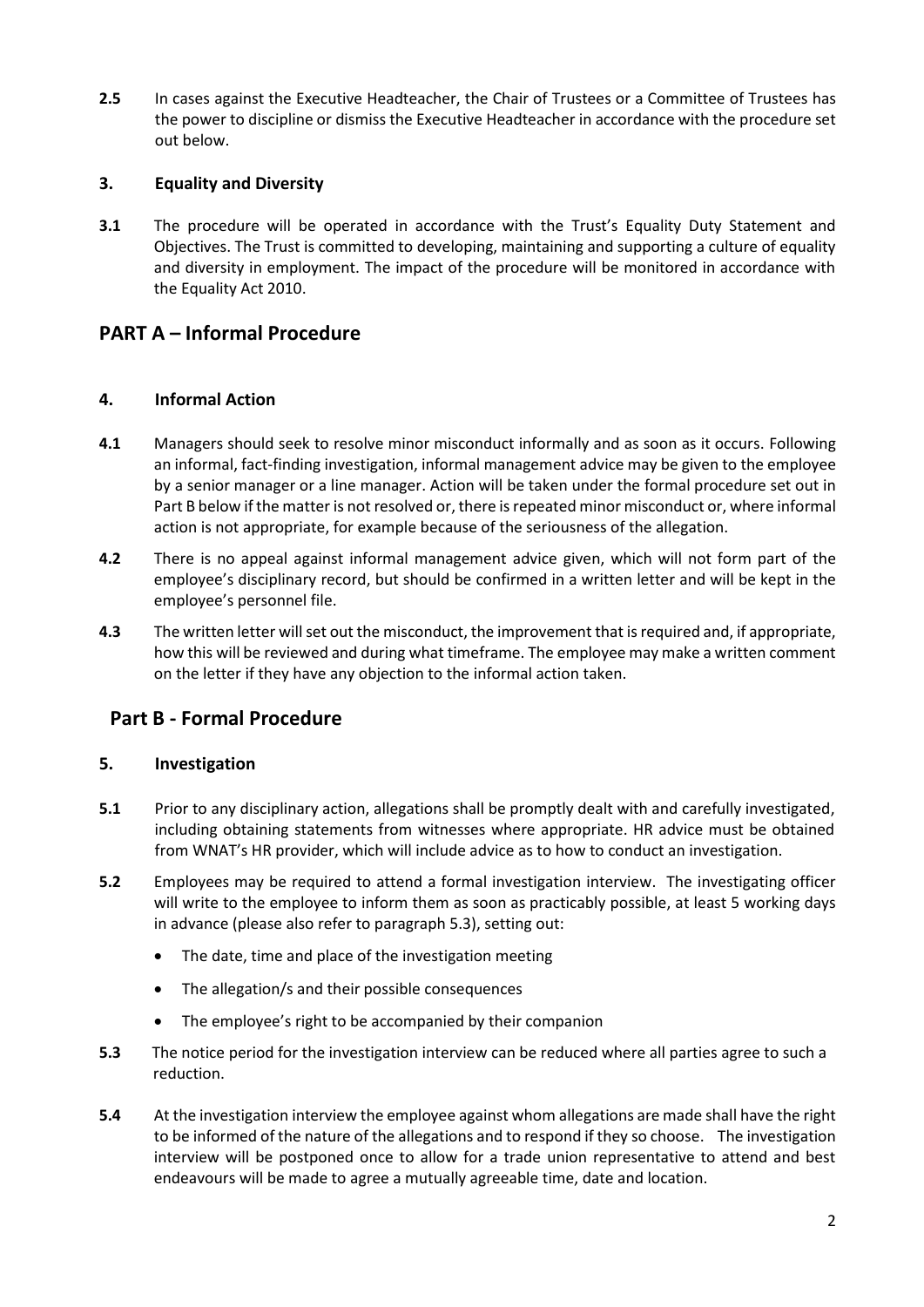**2.5** In cases against the Executive Headteacher, the Chair of Trustees or a Committee of Trustees has the power to discipline or dismiss the Executive Headteacher in accordance with the procedure set out below.

### 3. Equality and Diversity

**3.1** The procedure will be operated in accordance with the Trust's Equality Duty Statement and Objectives. The Trust is committed to developing, maintaining and supporting a culture of equality and diversity in employment. The impact of the procedure will be monitored in accordance with the Equality Act 2010.

## PART A – Informal Procedure

### 4. Informal Action

**4.1** Managers should seek to resolve minor misconduct informally and as soon as it occurs. Following an informal, fact-finding investigation, informal management advice may be given to the employee by a senior manager or a line manager. Action will be taken under the formal procedure set out in Part B below if the matter is not resolved or, there is repeated minor misconduct or, where informal action is not appropriate, for example because of the seriousness of the allegation.

**4.2** There is no appeal against informal management advice given, which will not form part of the employee's disciplinary record, but should be confirmed in a written letter and will be kept in the employee's personnel file.

**4.3** The written letter will set out the misconduct, the improvement that is required and, if appropriate, how this will be reviewed and during what timeframe. The employee may make a written comment on the letter if they have any objection to the informal action taken.

## Part B - Formal Procedure

### 5. Investigation

**5.1** Prior to any disciplinary action, allegations shall be promptly dealt with and carefully investigated, including obtaining statements from witnesses where appropriate. HR advice must be obtained from WNAT's HR provider, which will include advice as to how to conduct an investigation.

**5.2** Employees may be required to attend a formal investigation interview. The investigating officer will write to the employee to inform them as soon as practicably possible, at least 5 working days in advance (please also refer to paragraph 5.3), setting out:

- The date, time and place of the investigation meeting
- The allegation/s and their possible consequences
- The employee's right to be accompanied by their companion

**5.3** The notice period for the investigation interview can be reduced where all parties agree to such a reduction.

**5.4** At the investigation interview the employee against whom allegations are made shall have the right to be informed of the nature of the allegations and to respond if they so choose. The investigation interview will be postponed once to allow for a trade union representative to attend and best endeavours will be made to agree a mutually agreeable time, date and location.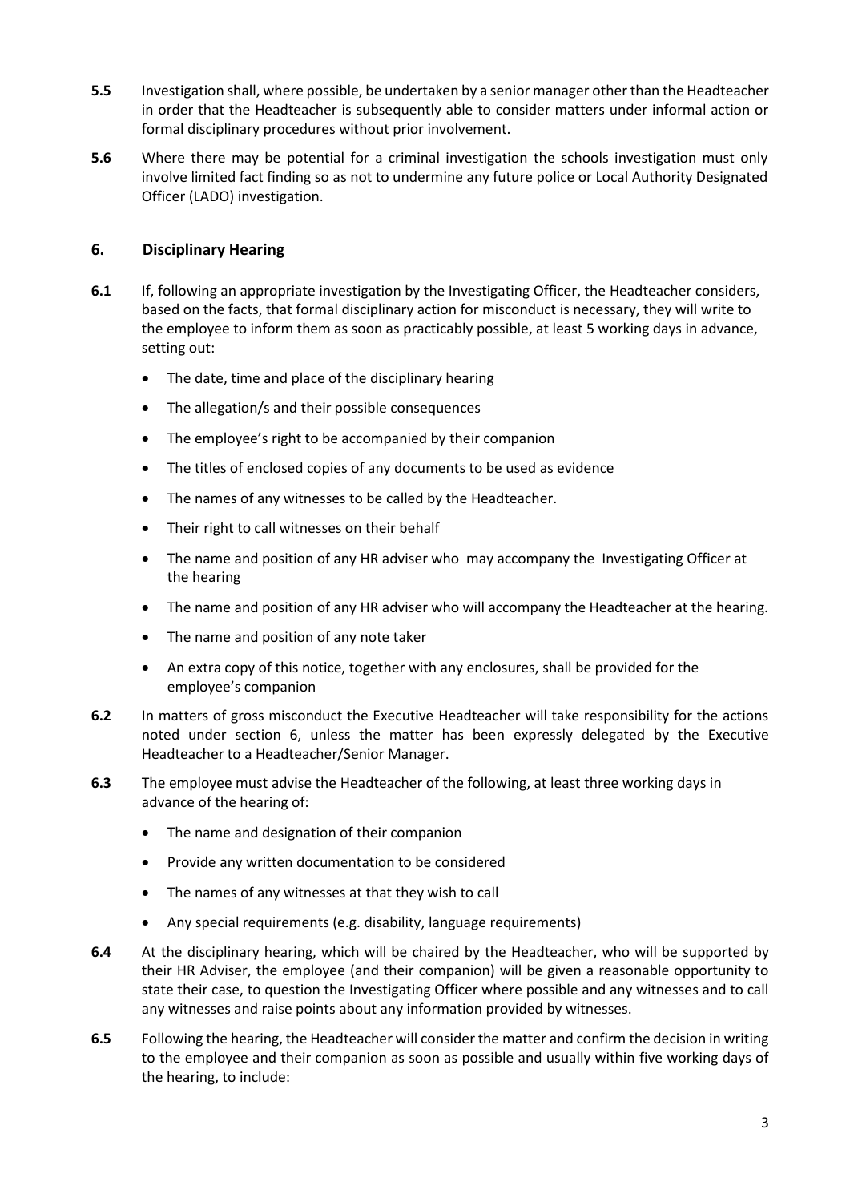**5.5** Investigation shall, where possible, be undertaken by a senior manager other than the Headteacher in order that the Headteacher is subsequently able to consider matters under informal action or formal disciplinary procedures without prior involvement.

**5.6** Where there may be potential for a criminal investigation the schools investigation must only involve limited fact finding so as not to undermine any future police or Local Authority Designated Officer (LADO) investigation.

## 6. Disciplinary Hearing

**6.1** If, following an appropriate investigation by the Investigating Officer, the Headteacher considers, based on the facts, that formal disciplinary action for misconduct is necessary, they will write to the employee to inform them as soon as practicably possible, at least 5 working days in advance, setting out:

- The date, time and place of the disciplinary hearing
- The allegation/s and their possible consequences
- The employee's right to be accompanied by their companion
- The titles of enclosed copies of any documents to be used as evidence
- The names of any witnesses to be called by the Headteacher.
- Their right to call witnesses on their behalf
- The name and position of any HR adviser who may accompany the Investigating Officer at the hearing
- The name and position of any HR adviser who will accompany the Headteacher at the hearing.
- The name and position of any note taker
- An extra copy of this notice, together with any enclosures, shall be provided for the employee's companion

**6.2** In matters of gross misconduct the Executive Headteacher will take responsibility for the actions noted under section 6, unless the matter has been expressly delegated by the Executive Headteacher to a Headteacher/Senior Manager.

**6.3** The employee must advise the Headteacher of the following, at least three working days in advance of the hearing of:

- The name and designation of their companion
- Provide any written documentation to be considered
- The names of any witnesses at that they wish to call
- Any special requirements (e.g. disability, language requirements)

**6.4** At the disciplinary hearing, which will be chaired by the Headteacher, who will be supported by their HR Adviser, the employee (and their companion) will be given a reasonable opportunity to state their case, to question the Investigating Officer where possible and any witnesses and to call any witnesses and raise points about any information provided by witnesses.

**6.5** Following the hearing, the Headteacher will consider the matter and confirm the decision in writing to the employee and their companion as soon as possible and usually within five working days of the hearing, to include: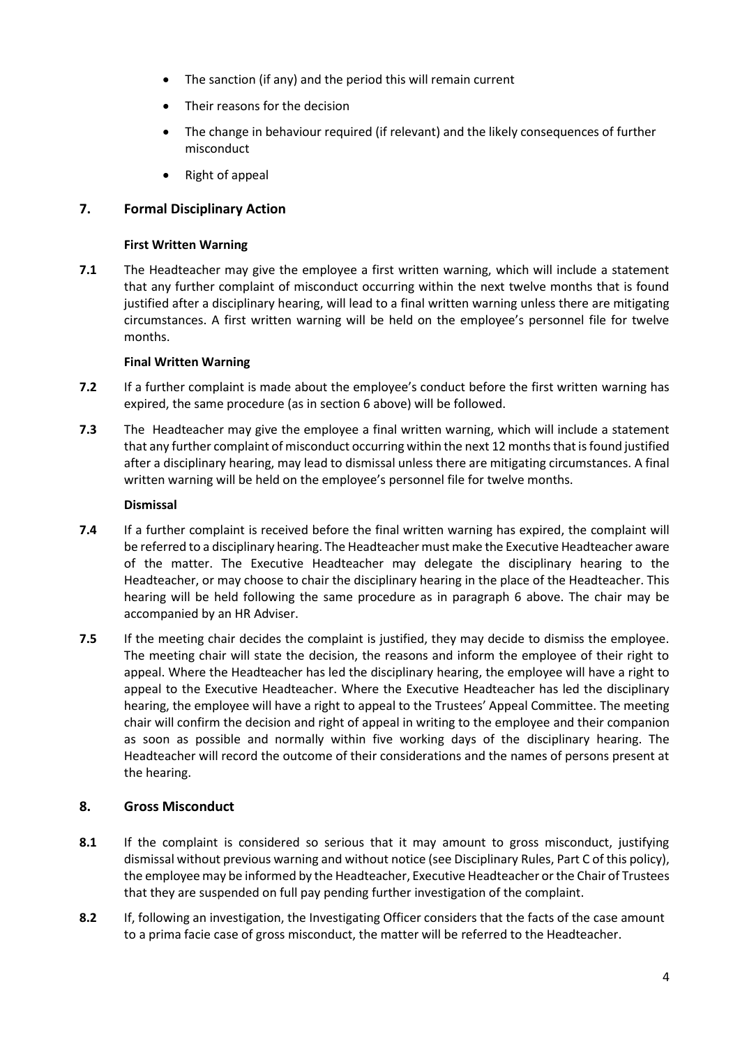- The sanction (if any) and the period this will remain current
- Their reasons for the decision
- The change in behaviour required (if relevant) and the likely consequences of further misconduct
- Right of appeal

## 7. Formal Disciplinary Action

**First Written Warning**

**7.1** The Headteacher may give the employee a first written warning, which will include a statement that any further complaint of misconduct occurring within the next twelve months that is found justified after a disciplinary hearing, will lead to a final written warning unless there are mitigating circumstances. A first written warning will be held on the employee's personnel file for twelve months.

**Final Written Warning**

**7.2** If a further complaint is made about the employee's conduct before the first written warning has expired, the same procedure (as in section 6 above) will be followed.

**7.3** The Headteacher may give the employee a final written warning, which will include a statement that any further complaint of misconduct occurring within the next 12 months that is found justified after a disciplinary hearing, may lead to dismissal unless there are mitigating circumstances. A final written warning will be held on the employee's personnel file for twelve months.

**Dismissal**

**7.4** If a further complaint is received before the final written warning has expired, the complaint will be referred to a disciplinary hearing. The Headteacher must make the Executive Headteacher aware of the matter. The Executive Headteacher may delegate the disciplinary hearing to the Headteacher, or may choose to chair the disciplinary hearing in the place of the Headteacher. This hearing will be held following the same procedure as in paragraph 6 above. The chair may be accompanied by an HR Adviser.

**7.5** If the meeting chair decides the complaint is justified, they may decide to dismiss the employee. The meeting chair will state the decision, the reasons and inform the employee of their right to appeal. Where the Headteacher has led the disciplinary hearing, the employee will have a right to appeal to the Executive Headteacher. Where the Executive Headteacher has led the disciplinary hearing, the employee will have a right to appeal to the Trustees' Appeal Committee. The meeting chair will confirm the decision and right of appeal in writing to the employee and their companion as soon as possible and normally within five working days of the disciplinary hearing. The Headteacher will record the outcome of their considerations and the names of persons present at the hearing.

## 8. Gross Misconduct

**8.1** If the complaint is considered so serious that it may amount to gross misconduct, justifying dismissal without previous warning and without notice (see Disciplinary Rules, Part C of this policy), the employee may be informed by the Headteacher, Executive Headteacher or the Chair of Trustees that they are suspended on full pay pending further investigation of the complaint.

**8.2** If, following an investigation, the Investigating Officer considers that the facts of the case amount to a prima facie case of gross misconduct, the matter will be referred to the Headteacher.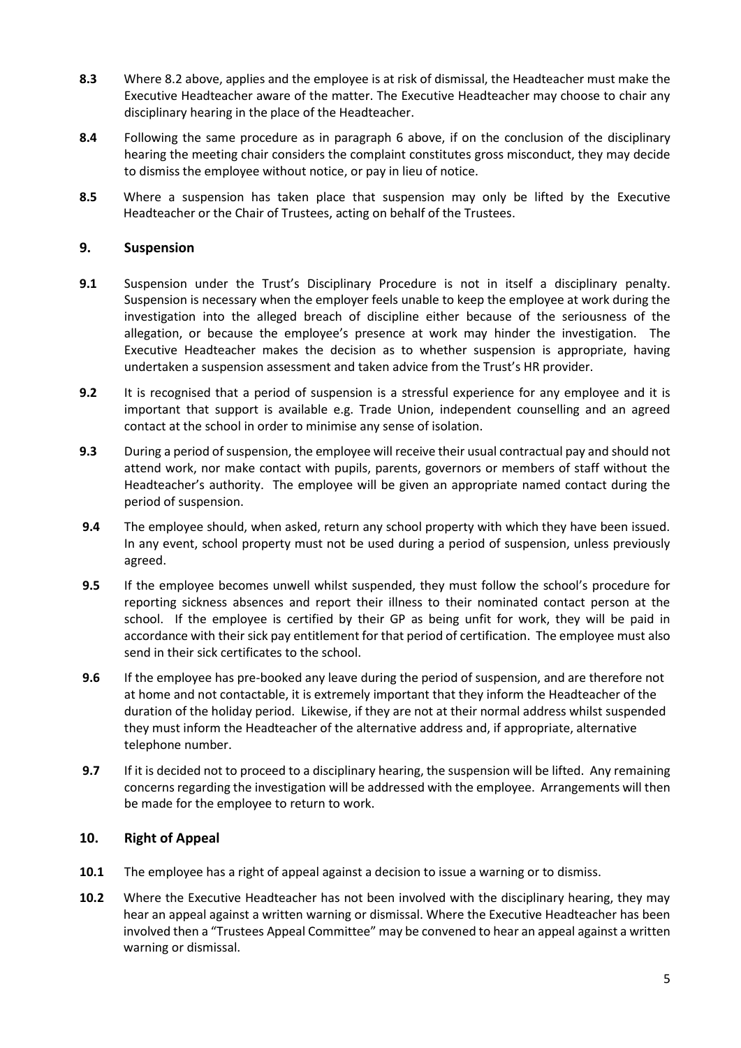**8.3** Where 8.2 above, applies and the employee is at risk of dismissal, the Headteacher must make the Executive Headteacher aware of the matter. The Executive Headteacher may choose to chair any disciplinary hearing in the place of the Headteacher.

**8.4** Following the same procedure as in paragraph 6 above, if on the conclusion of the disciplinary hearing the meeting chair considers the complaint constitutes gross misconduct, they may decide to dismiss the employee without notice, or pay in lieu of notice.

**8.5** Where a suspension has taken place that suspension may only be lifted by the Executive Headteacher or the Chair of Trustees, acting on behalf of the Trustees.

## 9. Suspension

**9.1** Suspension under the Trust's Disciplinary Procedure is not in itself a disciplinary penalty. Suspension is necessary when the employer feels unable to keep the employee at work during the investigation into the alleged breach of discipline either because of the seriousness of the allegation, or because the employee's presence at work may hinder the investigation. The Executive Headteacher makes the decision as to whether suspension is appropriate, having undertaken a suspension assessment and taken advice from the Trust's HR provider.

**9.2** It is recognised that a period of suspension is a stressful experience for any employee and it is important that support is available e.g. Trade Union, independent counselling and an agreed contact at the school in order to minimise any sense of isolation.

**9.3** During a period of suspension, the employee will receive their usual contractual pay and should not attend work, nor make contact with pupils, parents, governors or members of staff without the Headteacher's authority. The employee will be given an appropriate named contact during the period of suspension.

**9.4** The employee should, when asked, return any school property with which they have been issued. In any event, school property must not be used during a period of suspension, unless previously agreed.

**9.5** If the employee becomes unwell whilst suspended, they must follow the school's procedure for reporting sickness absences and report their illness to their nominated contact person at the school. If the employee is certified by their GP as being unfit for work, they will be paid in accordance with their sick pay entitlement for that period of certification. The employee must also send in their sick certificates to the school.

**9.6** If the employee has pre-booked any leave during the period of suspension, and are therefore not at home and not contactable, it is extremely important that they inform the Headteacher of the duration of the holiday period. Likewise, if they are not at their normal address whilst suspended they must inform the Headteacher of the alternative address and, if appropriate, alternative telephone number.

**9.7** If it is decided not to proceed to a disciplinary hearing, the suspension will be lifted. Any remaining concerns regarding the investigation will be addressed with the employee. Arrangements will then be made for the employee to return to work.

## 10. Right of Appeal

**10.1** The employee has a right of appeal against a decision to issue a warning or to dismiss.

**10.2** Where the Executive Headteacher has not been involved with the disciplinary hearing, they may hear an appeal against a written warning or dismissal. Where the Executive Headteacher has been involved then a "Trustees Appeal Committee" may be convened to hear an appeal against a written warning or dismissal.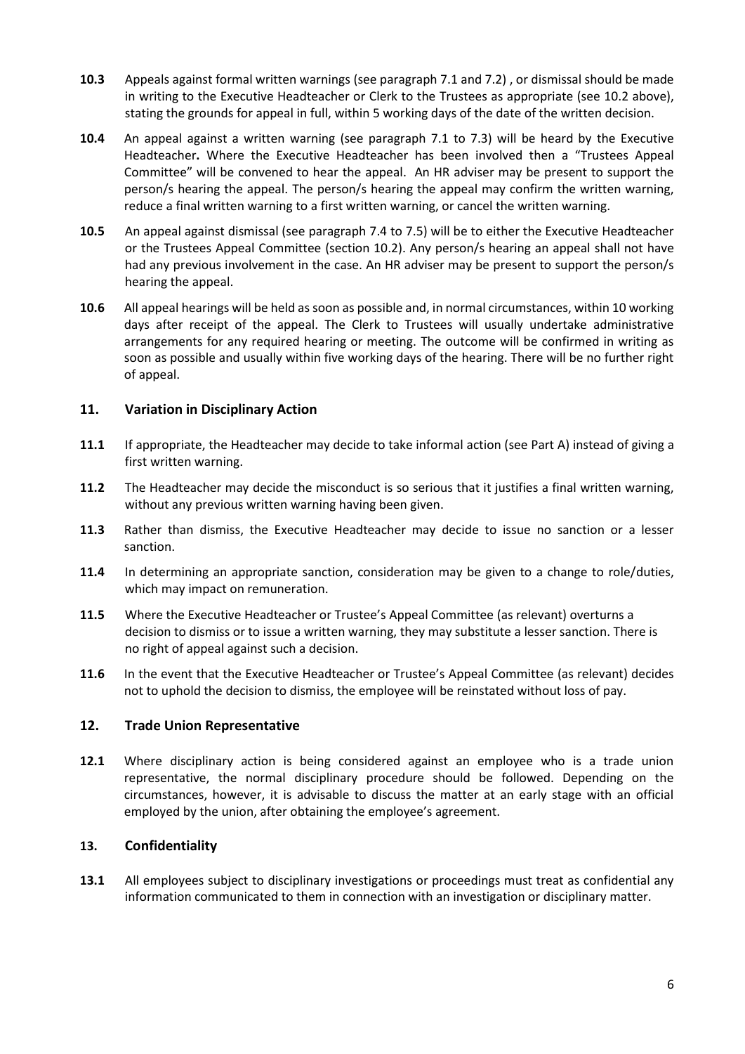**10.3** Appeals against formal written warnings (see paragraph 7.1 and 7.2) , or dismissal should be made in writing to the Executive Headteacher or Clerk to the Trustees as appropriate (see 10.2 above), stating the grounds for appeal in full, within 5 working days of the date of the written decision.

**10.4** An appeal against a written warning (see paragraph 7.1 to 7.3) will be heard by the Executive Headteacher**.** Where the Executive Headteacher has been involved then a "Trustees Appeal Committee" will be convened to hear the appeal. An HR adviser may be present to support the person/s hearing the appeal. The person/s hearing the appeal may confirm the written warning, reduce a final written warning to a first written warning, or cancel the written warning.

**10.5** An appeal against dismissal (see paragraph 7.4 to 7.5) will be to either the Executive Headteacher or the Trustees Appeal Committee (section 10.2). Any person/s hearing an appeal shall not have had any previous involvement in the case. An HR adviser may be present to support the person/s hearing the appeal.

**10.6** All appeal hearings will be held as soon as possible and, in normal circumstances, within 10 working days after receipt of the appeal. The Clerk to Trustees will usually undertake administrative arrangements for any required hearing or meeting. The outcome will be confirmed in writing as soon as possible and usually within five working days of the hearing. There will be no further right of appeal.

## 11. Variation in Disciplinary Action

**11.1** If appropriate, the Headteacher may decide to take informal action (see Part A) instead of giving a first written warning.

**11.2** The Headteacher may decide the misconduct is so serious that it justifies a final written warning, without any previous written warning having been given.

**11.3** Rather than dismiss, the Executive Headteacher may decide to issue no sanction or a lesser sanction.

**11.4** In determining an appropriate sanction, consideration may be given to a change to role/duties, which may impact on remuneration.

**11.5** Where the Executive Headteacher or Trustee's Appeal Committee (as relevant) overturns a decision to dismiss or to issue a written warning, they may substitute a lesser sanction. There is no right of appeal against such a decision.

**11.6** In the event that the Executive Headteacher or Trustee's Appeal Committee (as relevant) decides not to uphold the decision to dismiss, the employee will be reinstated without loss of pay.

## 12. Trade Union Representative

**12.1** Where disciplinary action is being considered against an employee who is a trade union representative, the normal disciplinary procedure should be followed. Depending on the circumstances, however, it is advisable to discuss the matter at an early stage with an official employed by the union, after obtaining the employee's agreement.

## 13. Confidentiality

**13.1** All employees subject to disciplinary investigations or proceedings must treat as confidential any information communicated to them in connection with an investigation or disciplinary matter.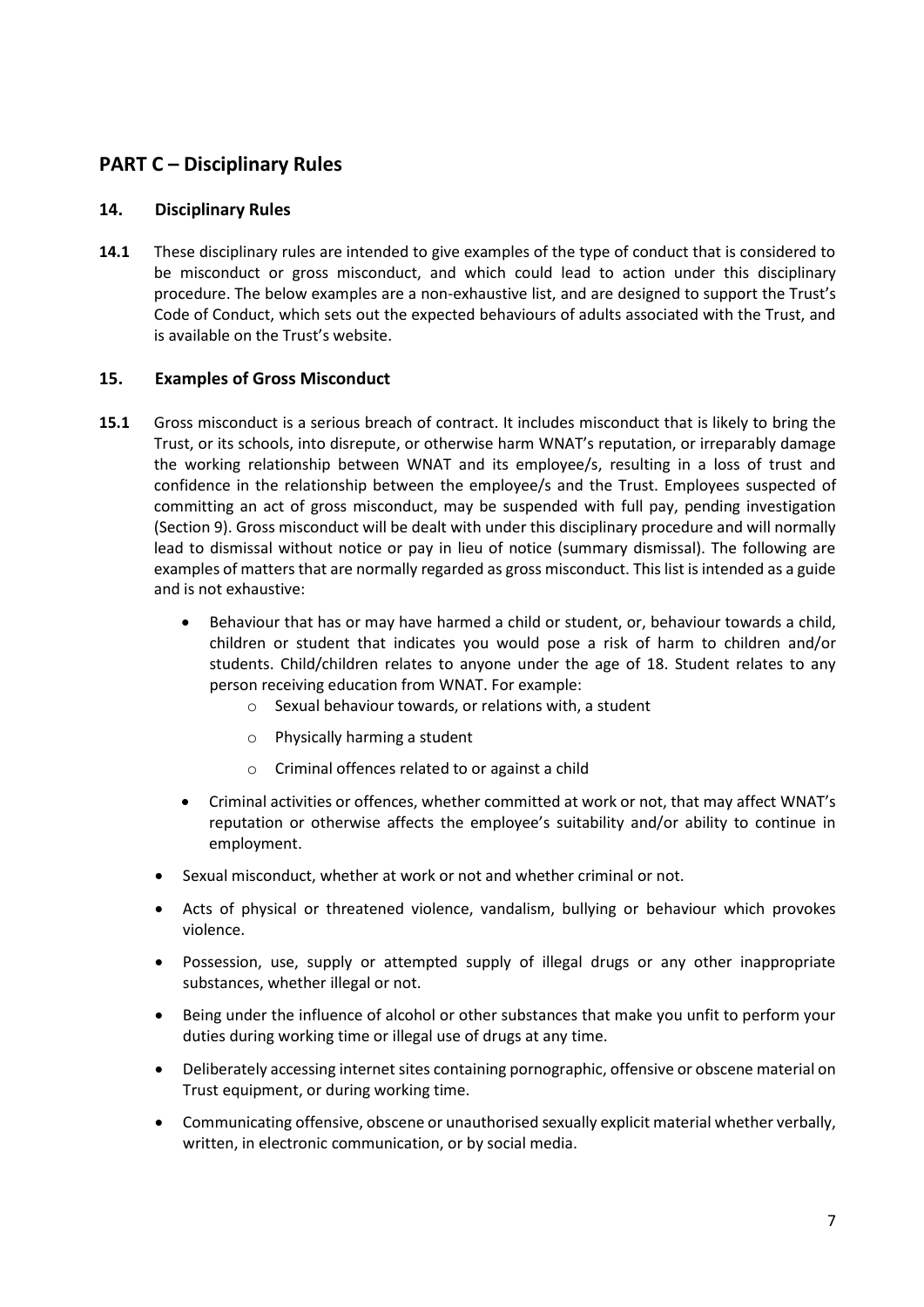## PART C – Disciplinary Rules

### 14. Disciplinary Rules

**14.1** These disciplinary rules are intended to give examples of the type of conduct that is considered to be misconduct or gross misconduct, and which could lead to action under this disciplinary procedure. The below examples are a non-exhaustive list, and are designed to support the Trust's Code of Conduct, which sets out the expected behaviours of adults associated with the Trust, and is available on the Trust's website.

### 15. Examples of Gross Misconduct

**15.1** Gross misconduct is a serious breach of contract. It includes misconduct that is likely to bring the Trust, or its schools, into disrepute, or otherwise harm WNAT's reputation, or irreparably damage the working relationship between WNAT and its employee/s, resulting in a loss of trust and confidence in the relationship between the employee/s and the Trust. Employees suspected of committing an act of gross misconduct, may be suspended with full pay, pending investigation (Section 9). Gross misconduct will be dealt with under this disciplinary procedure and will normally lead to dismissal without notice or pay in lieu of notice (summary dismissal). The following are examples of matters that are normally regarded as gross misconduct. This list is intended as a guide and is not exhaustive:

- Behaviour that has or may have harmed a child or student, or, behaviour towards a child, children or student that indicates you would pose a risk of harm to children and/or students. Child/children relates to anyone under the age of 18. Student relates to any person receiving education from WNAT. For example:
    - Sexual behaviour towards, or relations with, a student
    - Physically harming a student
    - Criminal offences related to or against a child
- Criminal activities or offences, whether committed at work or not, that may affect WNAT's reputation or otherwise affects the employee's suitability and/or ability to continue in employment.
- Sexual misconduct, whether at work or not and whether criminal or not.
- Acts of physical or threatened violence, vandalism, bullying or behaviour which provokes violence.
- Possession, use, supply or attempted supply of illegal drugs or any other inappropriate substances, whether illegal or not.
- Being under the influence of alcohol or other substances that make you unfit to perform your duties during working time or illegal use of drugs at any time.
- Deliberately accessing internet sites containing pornographic, offensive or obscene material on Trust equipment, or during working time.
- Communicating offensive, obscene or unauthorised sexually explicit material whether verbally, written, in electronic communication, or by social media.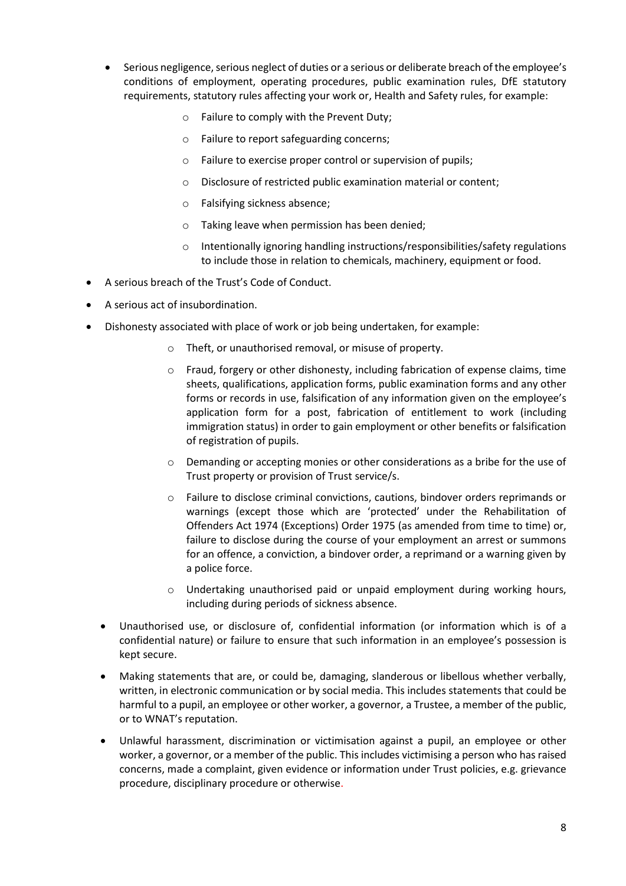- Serious negligence, serious neglect of duties or a serious or deliberate breach of the employee's conditions of employment, operating procedures, public examination rules, DfE statutory requirements, statutory rules affecting your work or, Health and Safety rules, for example:
    - Failure to comply with the Prevent Duty;
    - Failure to report safeguarding concerns;
    - Failure to exercise proper control or supervision of pupils;
    - Disclosure of restricted public examination material or content;
    - Falsifying sickness absence;
    - Taking leave when permission has been denied;
    - Intentionally ignoring handling instructions/responsibilities/safety regulations to include those in relation to chemicals, machinery, equipment or food.
- A serious breach of the Trust's Code of Conduct.
- A serious act of insubordination.
- Dishonesty associated with place of work or job being undertaken, for example:
    - Theft, or unauthorised removal, or misuse of property.
    - Fraud, forgery or other dishonesty, including fabrication of expense claims, time sheets, qualifications, application forms, public examination forms and any other forms or records in use, falsification of any information given on the employee's application form for a post, fabrication of entitlement to work (including immigration status) in order to gain employment or other benefits or falsification of registration of pupils.
    - Demanding or accepting monies or other considerations as a bribe for the use of Trust property or provision of Trust service/s.
    - Failure to disclose criminal convictions, cautions, bindover orders reprimands or warnings (except those which are 'protected' under the Rehabilitation of Offenders Act 1974 (Exceptions) Order 1975 (as amended from time to time) or, failure to disclose during the course of your employment an arrest or summons for an offence, a conviction, a bindover order, a reprimand or a warning given by a police force.
    - Undertaking unauthorised paid or unpaid employment during working hours, including during periods of sickness absence.
- Unauthorised use, or disclosure of, confidential information (or information which is of a confidential nature) or failure to ensure that such information in an employee's possession is kept secure.
- Making statements that are, or could be, damaging, slanderous or libellous whether verbally, written, in electronic communication or by social media. This includes statements that could be harmful to a pupil, an employee or other worker, a governor, a Trustee, a member of the public, or to WNAT's reputation.
- Unlawful harassment, discrimination or victimisation against a pupil, an employee or other worker, a governor, or a member of the public. This includes victimising a person who has raised concerns, made a complaint, given evidence or information under Trust policies, e.g. grievance procedure, disciplinary procedure or otherwise.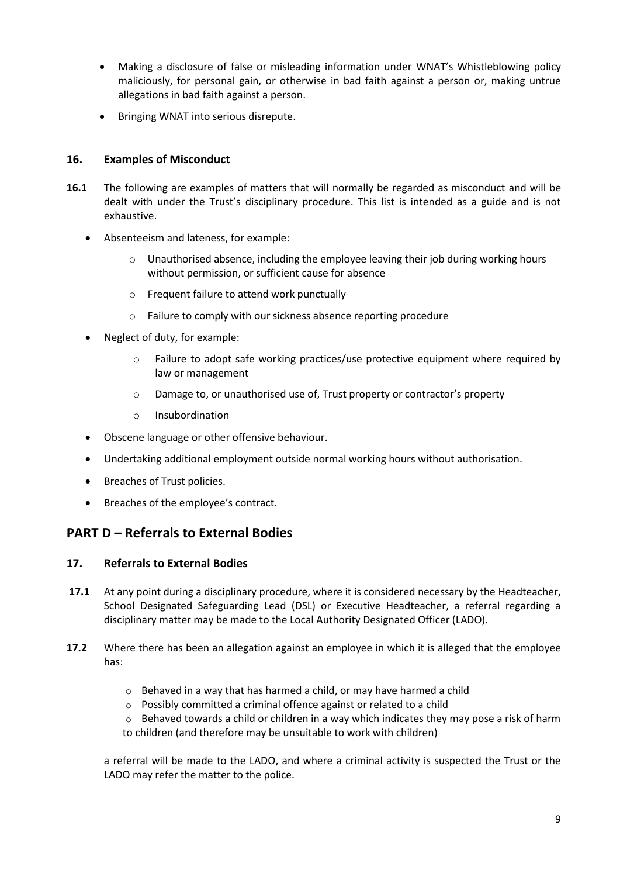- Making a disclosure of false or misleading information under WNAT's Whistleblowing policy maliciously, for personal gain, or otherwise in bad faith against a person or, making untrue allegations in bad faith against a person.
- Bringing WNAT into serious disrepute.

### 16. Examples of Misconduct

**16.1** The following are examples of matters that will normally be regarded as misconduct and will be dealt with under the Trust's disciplinary procedure. This list is intended as a guide and is not exhaustive.

- Absenteeism and lateness, for example:
  - Unauthorised absence, including the employee leaving their job during working hours without permission, or sufficient cause for absence
  - Frequent failure to attend work punctually
  - Failure to comply with our sickness absence reporting procedure
- Neglect of duty, for example:
  - Failure to adopt safe working practices/use protective equipment where required by law or management
  - Damage to, or unauthorised use of, Trust property or contractor's property
  - Insubordination
- Obscene language or other offensive behaviour.
- Undertaking additional employment outside normal working hours without authorisation.
- Breaches of Trust policies.
- Breaches of the employee's contract.

## PART D – Referrals to External Bodies

### 17. Referrals to External Bodies

**17.1** At any point during a disciplinary procedure, where it is considered necessary by the Headteacher, School Designated Safeguarding Lead (DSL) or Executive Headteacher, a referral regarding a disciplinary matter may be made to the Local Authority Designated Officer (LADO).

**17.2** Where there has been an allegation against an employee in which it is alleged that the employee has:

- Behaved in a way that has harmed a child, or may have harmed a child
- Possibly committed a criminal offence against or related to a child
- Behaved towards a child or children in a way which indicates they may pose a risk of harm to children (and therefore may be unsuitable to work with children)

a referral will be made to the LADO, and where a criminal activity is suspected the Trust or the LADO may refer the matter to the police.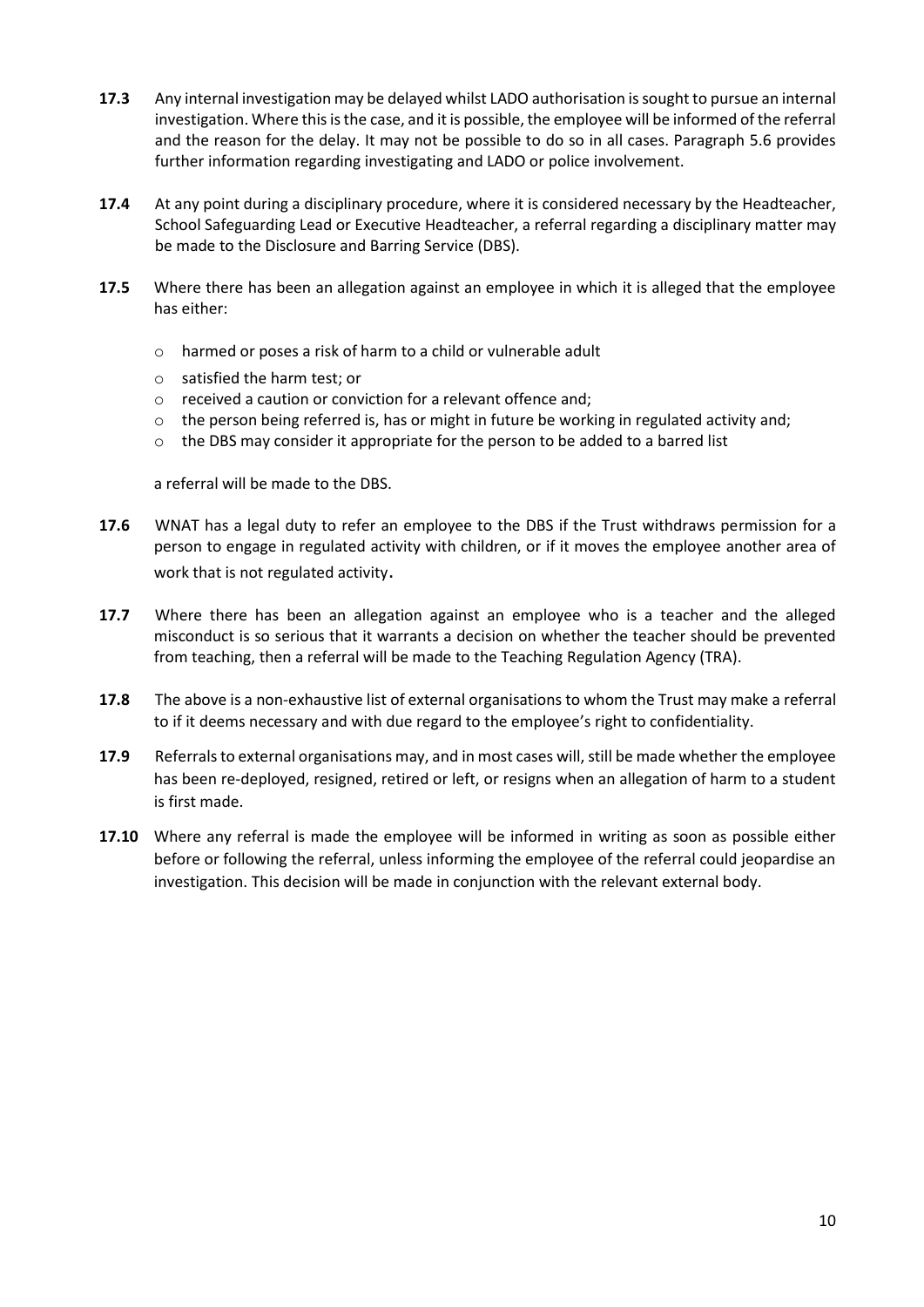**17.3** Any internal investigation may be delayed whilst LADO authorisation is sought to pursue an internal investigation. Where this is the case, and it is possible, the employee will be informed of the referral and the reason for the delay. It may not be possible to do so in all cases. Paragraph 5.6 provides further information regarding investigating and LADO or police involvement.

**17.4** At any point during a disciplinary procedure, where it is considered necessary by the Headteacher, School Safeguarding Lead or Executive Headteacher, a referral regarding a disciplinary matter may be made to the Disclosure and Barring Service (DBS).

**17.5** Where there has been an allegation against an employee in which it is alleged that the employee has either:

- harmed or poses a risk of harm to a child or vulnerable adult
- satisfied the harm test; or
- received a caution or conviction for a relevant offence and;
- the person being referred is, has or might in future be working in regulated activity and;
- the DBS may consider it appropriate for the person to be added to a barred list

a referral will be made to the DBS.

**17.6** WNAT has a legal duty to refer an employee to the DBS if the Trust withdraws permission for a person to engage in regulated activity with children, or if it moves the employee another area of work that is not regulated activity**.**

**17.7** Where there has been an allegation against an employee who is a teacher and the alleged misconduct is so serious that it warrants a decision on whether the teacher should be prevented from teaching, then a referral will be made to the Teaching Regulation Agency (TRA).

**17.8** The above is a non-exhaustive list of external organisations to whom the Trust may make a referral to if it deems necessary and with due regard to the employee's right to confidentiality.

**17.9** Referrals to external organisations may, and in most cases will, still be made whether the employee has been re-deployed, resigned, retired or left, or resigns when an allegation of harm to a student is first made.

**17.10** Where any referral is made the employee will be informed in writing as soon as possible either before or following the referral, unless informing the employee of the referral could jeopardise an investigation. This decision will be made in conjunction with the relevant external body.